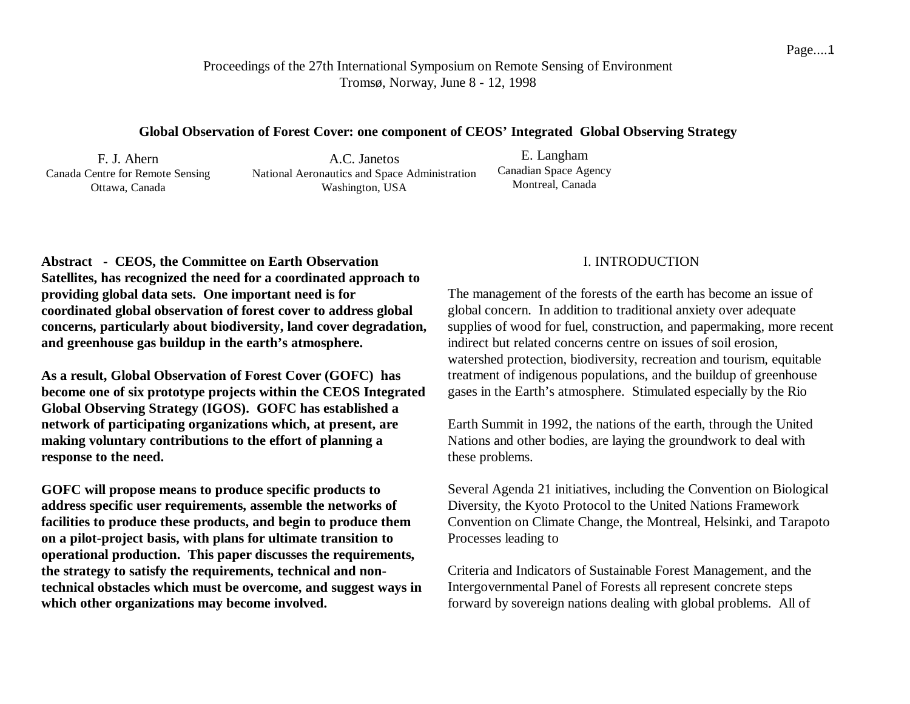Proceedings of the 27th International Symposium on Remote Sensing of Environment
Tromsø, Norway, June 8 - 12, 1998

# Global Observation of Forest Cover: one component of CEOS' Integrated Global Observing Strategy

F. J. Ahern
Canada Centre for Remote Sensing
Ottawa, Canada

A.C. Janetos
National Aeronautics and Space Administration
Washington, USA

E. Langham
Canadian Space Agency
Montreal, Canada

**Abstract - CEOS, the Committee on Earth Observation Satellites, has recognized the need for a coordinated approach to providing global data sets. One important need is for coordinated global observation of forest cover to address global concerns, particularly about biodiversity, land cover degradation, and greenhouse gas buildup in the earth's atmosphere.**

**As a result, Global Observation of Forest Cover (GOFC) has become one of six prototype projects within the CEOS Integrated Global Observing Strategy (IGOS). GOFC has established a network of participating organizations which, at present, are making voluntary contributions to the effort of planning a response to the need.**

**GOFC will propose means to produce specific products to address specific user requirements, assemble the networks of facilities to produce these products, and begin to produce them on a pilot-project basis, with plans for ultimate transition to operational production. This paper discusses the requirements, the strategy to satisfy the requirements, technical and non-technical obstacles which must be overcome, and suggest ways in which other organizations may become involved.**

## I. INTRODUCTION

The management of the forests of the earth has become an issue of global concern. In addition to traditional anxiety over adequate supplies of wood for fuel, construction, and papermaking, more recent indirect but related concerns centre on issues of soil erosion, watershed protection, biodiversity, recreation and tourism, equitable treatment of indigenous populations, and the buildup of greenhouse gases in the Earth's atmosphere. Stimulated especially by the Rio Earth Summit in 1992, the nations of the earth, through the United Nations and other bodies, are laying the groundwork to deal with these problems.

Several Agenda 21 initiatives, including the Convention on Biological Diversity, the Kyoto Protocol to the United Nations Framework Convention on Climate Change, the Montreal, Helsinki, and Tarapoto Processes leading to Criteria and Indicators of Sustainable Forest Management, and the Intergovernmental Panel of Forests all represent concrete steps forward by sovereign nations dealing with global problems. All of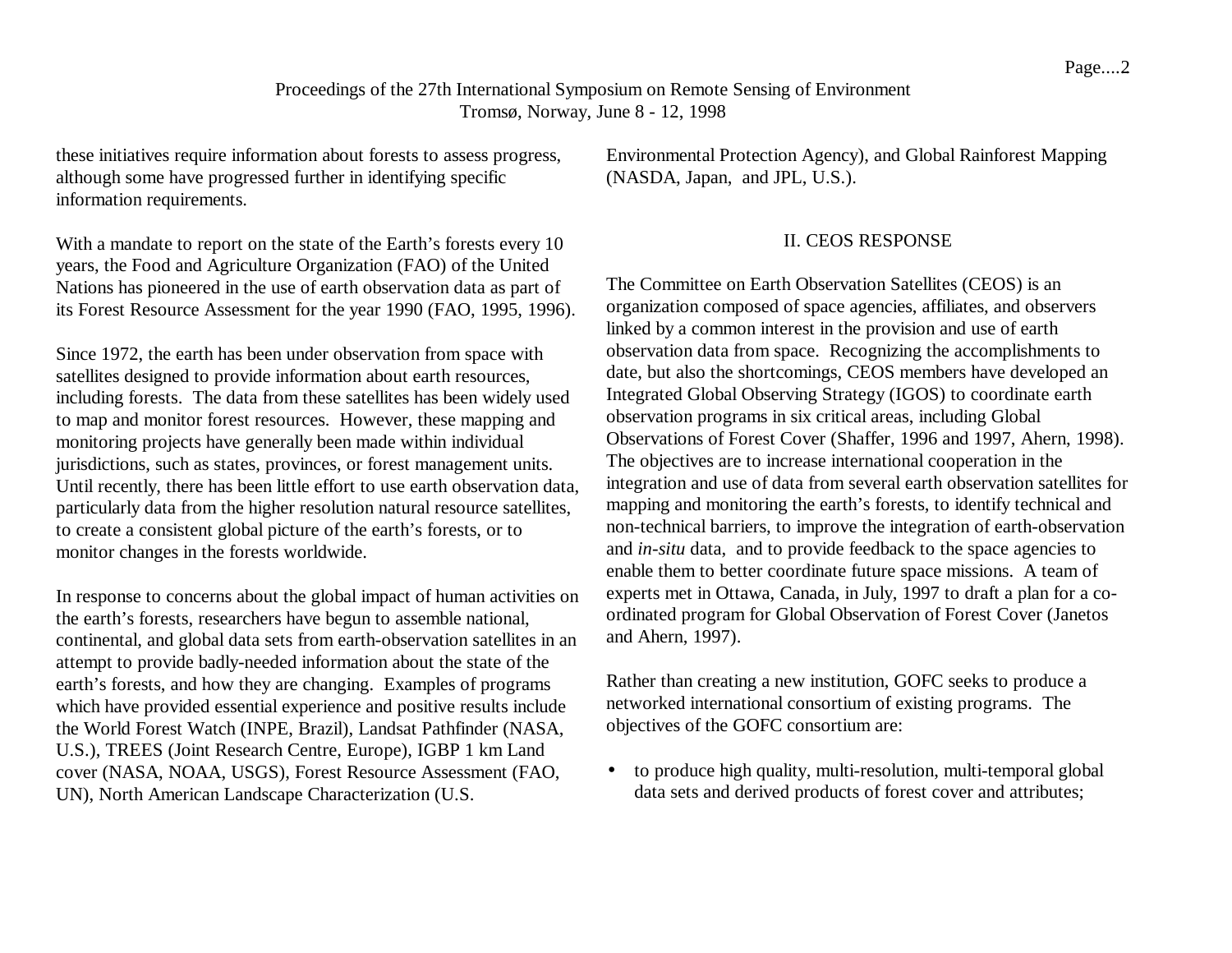these initiatives require information about forests to assess progress, although some have progressed further in identifying specific information requirements.

With a mandate to report on the state of the Earth's forests every 10 years, the Food and Agriculture Organization (FAO) of the United Nations has pioneered in the use of earth observation data as part of its Forest Resource Assessment for the year 1990 (FAO, 1995, 1996).

Since 1972, the earth has been under observation from space with satellites designed to provide information about earth resources, including forests. The data from these satellites has been widely used to map and monitor forest resources. However, these mapping and monitoring projects have generally been made within individual jurisdictions, such as states, provinces, or forest management units. Until recently, there has been little effort to use earth observation data, particularly data from the higher resolution natural resource satellites, to create a consistent global picture of the earth's forests, or to monitor changes in the forests worldwide.

In response to concerns about the global impact of human activities on the earth's forests, researchers have begun to assemble national, continental, and global data sets from earth-observation satellites in an attempt to provide badly-needed information about the state of the earth's forests, and how they are changing. Examples of programs which have provided essential experience and positive results include the World Forest Watch (INPE, Brazil), Landsat Pathfinder (NASA, U.S.), TREES (Joint Research Centre, Europe), IGBP 1 km Land cover (NASA, NOAA, USGS), Forest Resource Assessment (FAO, UN), North American Landscape Characterization (U.S. Environmental Protection Agency), and Global Rainforest Mapping (NASDA, Japan, and JPL, U.S.).

## II. CEOS RESPONSE

The Committee on Earth Observation Satellites (CEOS) is an organization composed of space agencies, affiliates, and observers linked by a common interest in the provision and use of earth observation data from space. Recognizing the accomplishments to date, but also the shortcomings, CEOS members have developed an Integrated Global Observing Strategy (IGOS) to coordinate earth observation programs in six critical areas, including Global Observations of Forest Cover (Shaffer, 1996 and 1997, Ahern, 1998). The objectives are to increase international cooperation in the integration and use of data from several earth observation satellites for mapping and monitoring the earth's forests, to identify technical and non-technical barriers, to improve the integration of earth-observation and *in-situ* data, and to provide feedback to the space agencies to enable them to better coordinate future space missions. A team of experts met in Ottawa, Canada, in July, 1997 to draft a plan for a co-ordinated program for Global Observation of Forest Cover (Janetos and Ahern, 1997).

Rather than creating a new institution, GOFC seeks to produce a networked international consortium of existing programs. The objectives of the GOFC consortium are:

- to produce high quality, multi-resolution, multi-temporal global data sets and derived products of forest cover and attributes;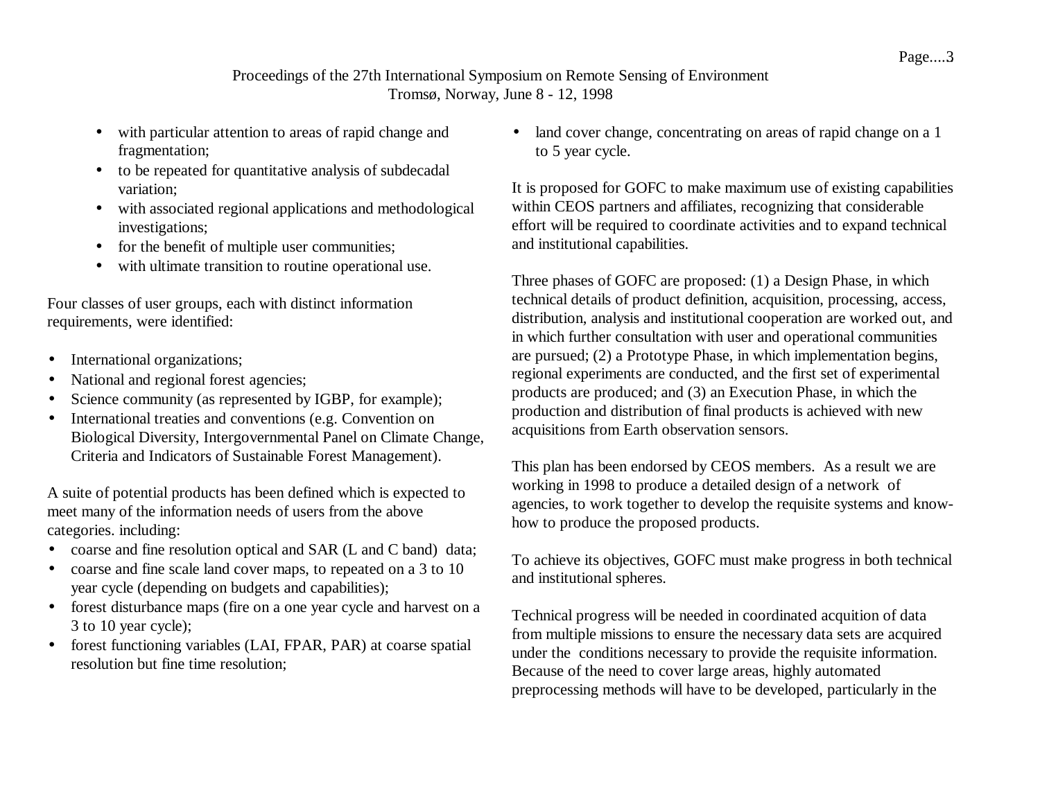- with particular attention to areas of rapid change and fragmentation;
- to be repeated for quantitative analysis of subdecadal variation;
- with associated regional applications and methodological investigations;
- for the benefit of multiple user communities;
- with ultimate transition to routine operational use.

Four classes of user groups, each with distinct information requirements, were identified:

- International organizations;
- National and regional forest agencies;
- Science community (as represented by IGBP, for example);
- International treaties and conventions (e.g. Convention on Biological Diversity, Intergovernmental Panel on Climate Change, Criteria and Indicators of Sustainable Forest Management).

A suite of potential products has been defined which is expected to meet many of the information needs of users from the above categories. including:

- coarse and fine resolution optical and SAR (L and C band) data;
- coarse and fine scale land cover maps, to repeated on a 3 to 10 year cycle (depending on budgets and capabilities);
- forest disturbance maps (fire on a one year cycle and harvest on a 3 to 10 year cycle);
- forest functioning variables (LAI, FPAR, PAR) at coarse spatial resolution but fine time resolution;
- land cover change, concentrating on areas of rapid change on a 1 to 5 year cycle.

It is proposed for GOFC to make maximum use of existing capabilities within CEOS partners and affiliates, recognizing that considerable effort will be required to coordinate activities and to expand technical and institutional capabilities.

Three phases of GOFC are proposed: (1) a Design Phase, in which technical details of product definition, acquisition, processing, access, distribution, analysis and institutional cooperation are worked out, and in which further consultation with user and operational communities are pursued; (2) a Prototype Phase, in which implementation begins, regional experiments are conducted, and the first set of experimental products are produced; and (3) an Execution Phase, in which the production and distribution of final products is achieved with new acquisitions from Earth observation sensors.

This plan has been endorsed by CEOS members. As a result we are working in 1998 to produce a detailed design of a network of agencies, to work together to develop the requisite systems and know-how to produce the proposed products.

To achieve its objectives, GOFC must make progress in both technical and institutional spheres.

Technical progress will be needed in coordinated acquition of data from multiple missions to ensure the necessary data sets are acquired under the conditions necessary to provide the requisite information. Because of the need to cover large areas, highly automated preprocessing methods will have to be developed, particularly in the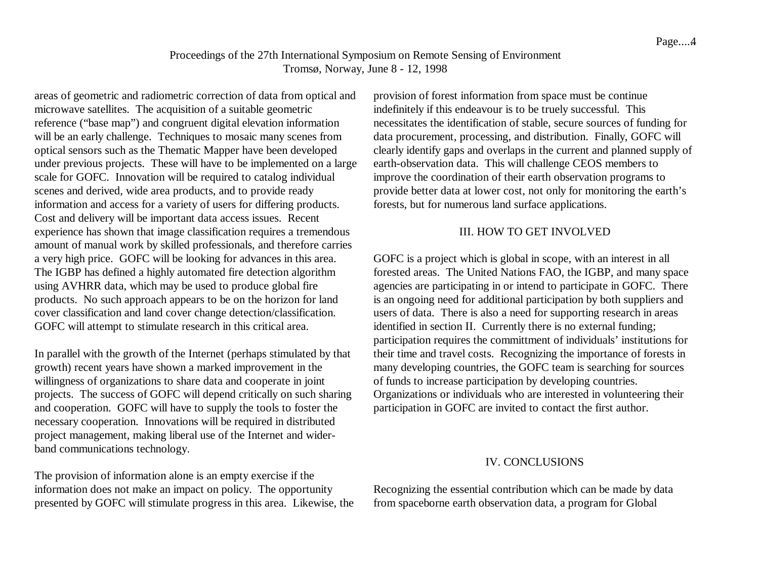areas of geometric and radiometric correction of data from optical and microwave satellites. The acquisition of a suitable geometric reference ("base map") and congruent digital elevation information will be an early challenge. Techniques to mosaic many scenes from optical sensors such as the Thematic Mapper have been developed under previous projects. These will have to be implemented on a large scale for GOFC. Innovation will be required to catalog individual scenes and derived, wide area products, and to provide ready information and access for a variety of users for differing products. Cost and delivery will be important data access issues. Recent experience has shown that image classification requires a tremendous amount of manual work by skilled professionals, and therefore carries a very high price. GOFC will be looking for advances in this area. The IGBP has defined a highly automated fire detection algorithm using AVHRR data, which may be used to produce global fire products. No such approach appears to be on the horizon for land cover classification and land cover change detection/classification. GOFC will attempt to stimulate research in this critical area.

In parallel with the growth of the Internet (perhaps stimulated by that growth) recent years have shown a marked improvement in the willingness of organizations to share data and cooperate in joint projects. The success of GOFC will depend critically on such sharing and cooperation. GOFC will have to supply the tools to foster the necessary cooperation. Innovations will be required in distributed project management, making liberal use of the Internet and wider-band communications technology.

The provision of information alone is an empty exercise if the information does not make an impact on policy. The opportunity presented by GOFC will stimulate progress in this area. Likewise, the provision of forest information from space must be continue indefinitely if this endeavour is to be truely successful. This necessitates the identification of stable, secure sources of funding for data procurement, processing, and distribution. Finally, GOFC will clearly identify gaps and overlaps in the current and planned supply of earth-observation data. This will challenge CEOS members to improve the coordination of their earth observation programs to provide better data at lower cost, not only for monitoring the earth's forests, but for numerous land surface applications.

## III. HOW TO GET INVOLVED

GOFC is a project which is global in scope, with an interest in all forested areas. The United Nations FAO, the IGBP, and many space agencies are participating in or intend to participate in GOFC. There is an ongoing need for additional participation by both suppliers and users of data. There is also a need for supporting research in areas identified in section II. Currently there is no external funding; participation requires the committment of individuals' institutions for their time and travel costs. Recognizing the importance of forests in many developing countries, the GOFC team is searching for sources of funds to increase participation by developing countries. Organizations or individuals who are interested in volunteering their participation in GOFC are invited to contact the first author.

## IV. CONCLUSIONS

Recognizing the essential contribution which can be made by data from spaceborne earth observation data, a program for Global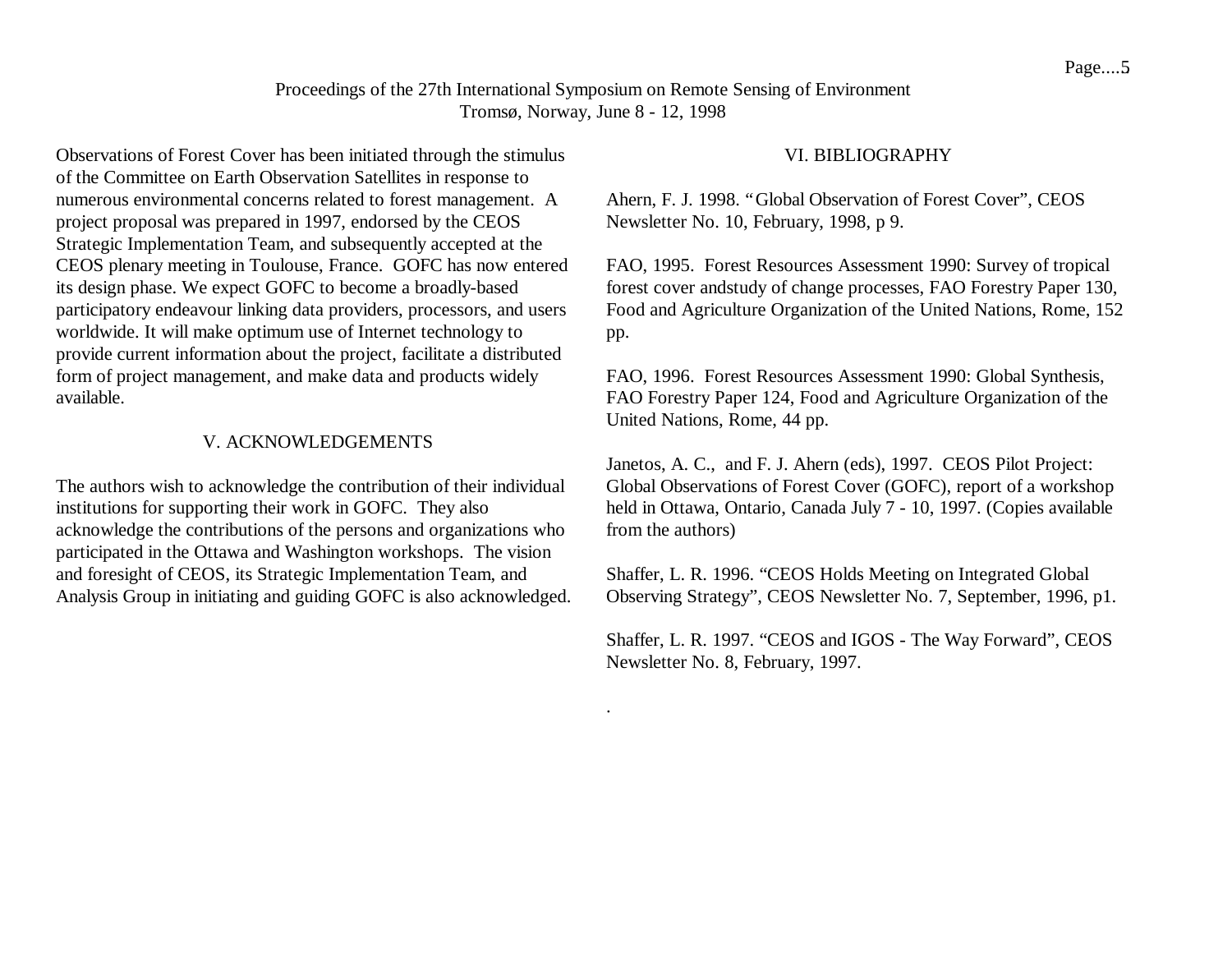Observations of Forest Cover has been initiated through the stimulus of the Committee on Earth Observation Satellites in response to numerous environmental concerns related to forest management. A project proposal was prepared in 1997, endorsed by the CEOS Strategic Implementation Team, and subsequently accepted at the CEOS plenary meeting in Toulouse, France. GOFC has now entered its design phase. We expect GOFC to become a broadly-based participatory endeavour linking data providers, processors, and users worldwide. It will make optimum use of Internet technology to provide current information about the project, facilitate a distributed form of project management, and make data and products widely available.

## V. ACKNOWLEDGEMENTS

The authors wish to acknowledge the contribution of their individual institutions for supporting their work in GOFC. They also acknowledge the contributions of the persons and organizations who participated in the Ottawa and Washington workshops. The vision and foresight of CEOS, its Strategic Implementation Team, and Analysis Group in initiating and guiding GOFC is also acknowledged.

## VI. BIBLIOGRAPHY

Ahern, F. J. 1998. "Global Observation of Forest Cover", CEOS Newsletter No. 10, February, 1998, p 9.

FAO, 1995. Forest Resources Assessment 1990: Survey of tropical forest cover andstudy of change processes, FAO Forestry Paper 130, Food and Agriculture Organization of the United Nations, Rome, 152 pp.

FAO, 1996. Forest Resources Assessment 1990: Global Synthesis, FAO Forestry Paper 124, Food and Agriculture Organization of the United Nations, Rome, 44 pp.

Janetos, A. C., and F. J. Ahern (eds), 1997. CEOS Pilot Project: Global Observations of Forest Cover (GOFC), report of a workshop held in Ottawa, Ontario, Canada July 7 - 10, 1997. (Copies available from the authors)

Shaffer, L. R. 1996. "CEOS Holds Meeting on Integrated Global Observing Strategy", CEOS Newsletter No. 7, September, 1996, p1.

Shaffer, L. R. 1997. "CEOS and IGOS - The Way Forward", CEOS Newsletter No. 8, February, 1997.

.